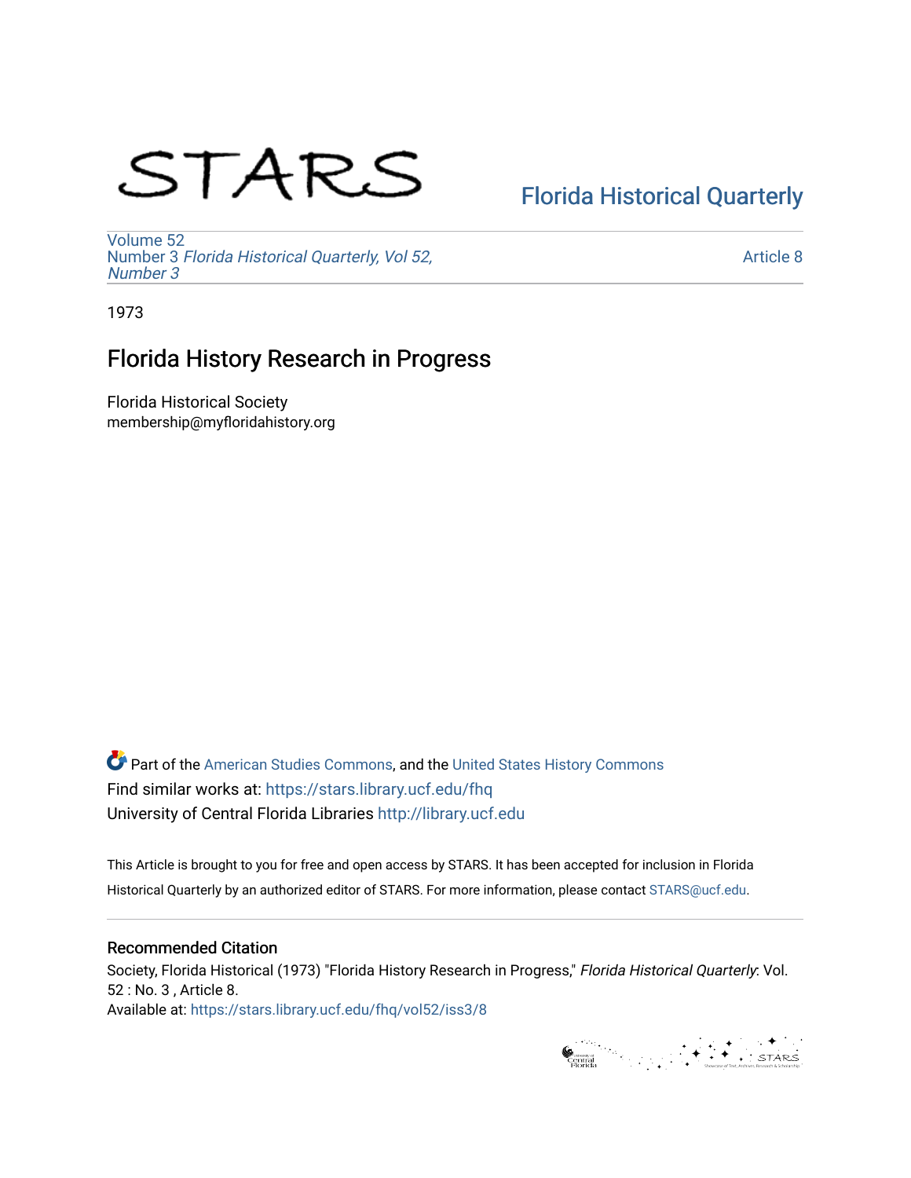STARS

Florida Historical Quarterly

Volume 52
Number 3 *Florida Historical Quarterly, Vol 52, Number 3*

Article 8

1973

# Florida History Research in Progress

Florida Historical Society
membership@myfloridahistory.org

Part of the American Studies Commons, and the United States History Commons
Find similar works at: https://stars.library.ucf.edu/fhq
University of Central Florida Libraries http://library.ucf.edu

This Article is brought to you for free and open access by STARS. It has been accepted for inclusion in Florida Historical Quarterly by an authorized editor of STARS. For more information, please contact STARS@ucf.edu.

## Recommended Citation

Society, Florida Historical (1973) "Florida History Research in Progress," *Florida Historical Quarterly*: Vol. 52 : No. 3 , Article 8.
Available at: https://stars.library.ucf.edu/fhq/vol52/iss3/8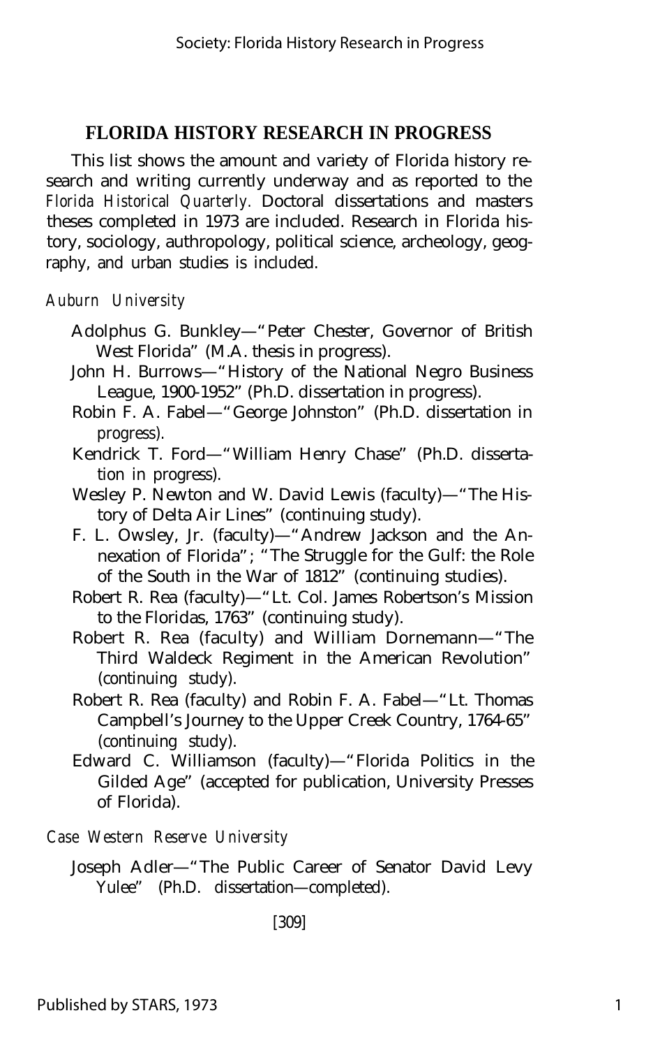## FLORIDA HISTORY RESEARCH IN PROGRESS

This list shows the amount and variety of Florida history research and writing currently underway and as reported to the *Florida Historical Quarterly*. Doctoral dissertations and masters theses completed in 1973 are included. Research in Florida history, sociology, authropology, political science, archeology, geography, and urban studies is included.

*Auburn University*

- Adolphus G. Bunkley—"Peter Chester, Governor of British West Florida" (M.A. thesis in progress).
- John H. Burrows—"History of the National Negro Business League, 1900-1952" (Ph.D. dissertation in progress).
- Robin F. A. Fabel—"George Johnston" (Ph.D. dissertation in progress).
- Kendrick T. Ford—"William Henry Chase" (Ph.D. dissertation in progress).
- Wesley P. Newton and W. David Lewis (faculty)—"The History of Delta Air Lines" (continuing study).
- F. L. Owsley, Jr. (faculty)—"Andrew Jackson and the Annexation of Florida"; "The Struggle for the Gulf: the Role of the South in the War of 1812" (continuing studies).
- Robert R. Rea (faculty)—"Lt. Col. James Robertson's Mission to the Floridas, 1763" (continuing study).
- Robert R. Rea (faculty) and William Dornemann—"The Third Waldeck Regiment in the American Revolution" (continuing study).
- Robert R. Rea (faculty) and Robin F. A. Fabel—"Lt. Thomas Campbell's Journey to the Upper Creek Country, 1764-65" (continuing study).
- Edward C. Williamson (faculty)—"Florida Politics in the Gilded Age" (accepted for publication, University Presses of Florida).

*Case Western Reserve University*

- Joseph Adler—"The Public Career of Senator David Levy Yulee" (Ph.D. dissertation—completed).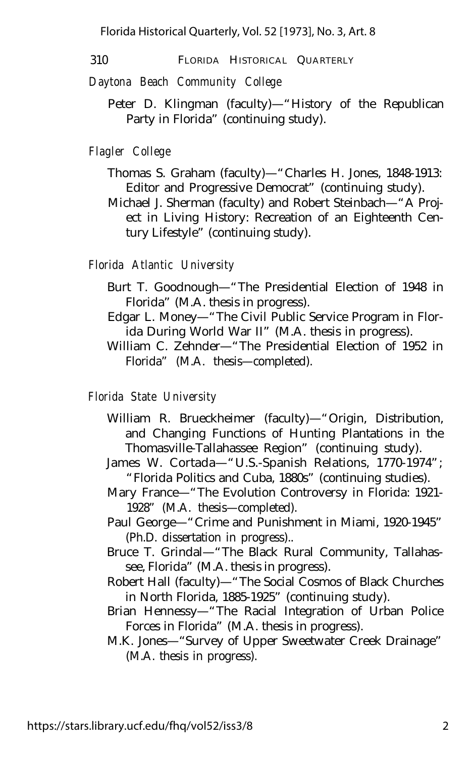*Daytona Beach Community College*

Peter D. Klingman (faculty)—"History of the Republican Party in Florida" (continuing study).

*Flagler College*

Thomas S. Graham (faculty)—"Charles H. Jones, 1848-1913: Editor and Progressive Democrat" (continuing study).

Michael J. Sherman (faculty) and Robert Steinbach—"A Project in Living History: Recreation of an Eighteenth Century Lifestyle" (continuing study).

*Florida Atlantic University*

Burt T. Goodnough—"The Presidential Election of 1948 in Florida" (M.A. thesis in progress).

Edgar L. Money—"The Civil Public Service Program in Florida During World War II" (M.A. thesis in progress).

William C. Zehnder—"The Presidential Election of 1952 in Florida" (M.A. thesis—completed).

*Florida State University*

William R. Brueckheimer (faculty)—"Origin, Distribution, and Changing Functions of Hunting Plantations in the Thomasville-Tallahassee Region" (continuing study).

James W. Cortada—"U.S.-Spanish Relations, 1770-1974"; "Florida Politics and Cuba, 1880s" (continuing studies).

Mary France—"The Evolution Controversy in Florida: 1921-1928" (M.A. thesis—completed).

Paul George—"Crime and Punishment in Miami, 1920-1945" (Ph.D. dissertation in progress)..

Bruce T. Grindal—"The Black Rural Community, Tallahassee, Florida" (M.A. thesis in progress).

Robert Hall (faculty)—"The Social Cosmos of Black Churches in North Florida, 1885-1925" (continuing study).

Brian Hennessy—"The Racial Integration of Urban Police Forces in Florida" (M.A. thesis in progress).

M.K. Jones—"Survey of Upper Sweetwater Creek Drainage" (M.A. thesis in progress).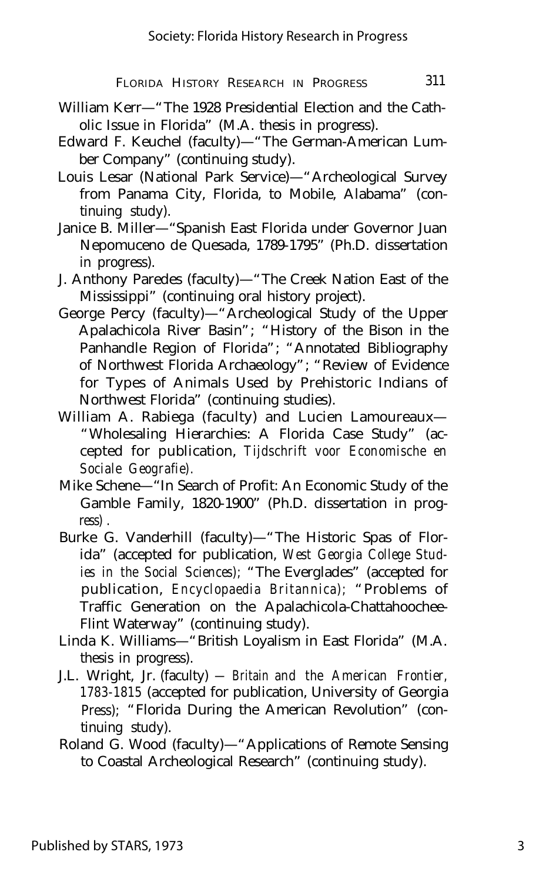William Kerr—"The 1928 Presidential Election and the Catholic Issue in Florida" (M.A. thesis in progress).

Edward F. Keuchel (faculty)—"The German-American Lumber Company" (continuing study).

Louis Lesar (National Park Service)—"Archeological Survey from Panama City, Florida, to Mobile, Alabama" (continuing study).

Janice B. Miller—"Spanish East Florida under Governor Juan Nepomuceno de Quesada, 1789-1795" (Ph.D. dissertation in progress).

J. Anthony Paredes (faculty)—"The Creek Nation East of the Mississippi" (continuing oral history project).

George Percy (faculty)—"Archeological Study of the Upper Apalachicola River Basin"; "History of the Bison in the Panhandle Region of Florida"; "Annotated Bibliography of Northwest Florida Archaeology"; "Review of Evidence for Types of Animals Used by Prehistoric Indians of Northwest Florida" (continuing studies).

William A. Rabiega (faculty) and Lucien Lamoureaux—"Wholesaling Hierarchies: A Florida Case Study" (accepted for publication, *Tijdschrift voor Economische en Sociale Geografie*).

Mike Schene—"In Search of Profit: An Economic Study of the Gamble Family, 1820-1900" (Ph.D. dissertation in progress).

Burke G. Vanderhill (faculty)—"The Historic Spas of Florida" (accepted for publication, *West Georgia College Studies in the Social Sciences*); "The Everglades" (accepted for publication, *Encyclopaedia Britannica*); "Problems of Traffic Generation on the Apalachicola-Chattahoochee-Flint Waterway" (continuing study).

Linda K. Williams—"British Loyalism in East Florida" (M.A. thesis in progress).

J.L. Wright, Jr. (faculty) — *Britain and the American Frontier, 1783-1815* (accepted for publication, University of Georgia Press); "Florida During the American Revolution" (continuing study).

Roland G. Wood (faculty)—"Applications of Remote Sensing to Coastal Archeological Research" (continuing study).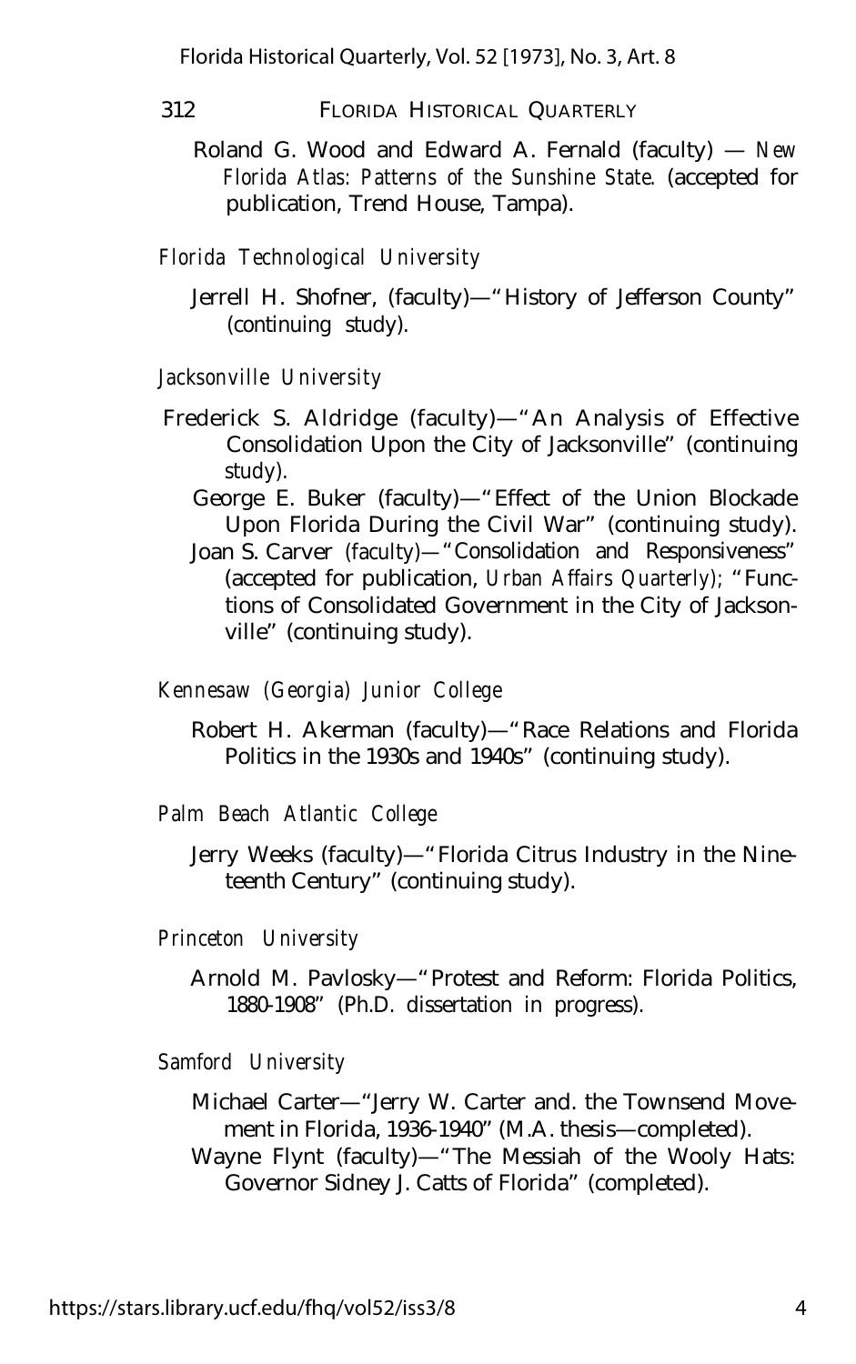Roland G. Wood and Edward A. Fernald (faculty) — *New Florida Atlas: Patterns of the Sunshine State*. (accepted for publication, Trend House, Tampa).

*Florida Technological University*

Jerrell H. Shofner, (faculty)—"History of Jefferson County" (continuing study).

*Jacksonville University*

Frederick S. Aldridge (faculty)—"An Analysis of Effective Consolidation Upon the City of Jacksonville" (continuing study).

George E. Buker (faculty)—"Effect of the Union Blockade Upon Florida During the Civil War" (continuing study).

Joan S. Carver (faculty)—"Consolidation and Responsiveness" (accepted for publication, *Urban Affairs Quarterly*); "Functions of Consolidated Government in the City of Jacksonville" (continuing study).

*Kennesaw (Georgia) Junior College*

Robert H. Akerman (faculty)—"Race Relations and Florida Politics in the 1930s and 1940s" (continuing study).

*Palm Beach Atlantic College*

Jerry Weeks (faculty)—"Florida Citrus Industry in the Nineteenth Century" (continuing study).

*Princeton University*

Arnold M. Pavlosky—"Protest and Reform: Florida Politics, 1880-1908" (Ph.D. dissertation in progress).

*Samford University*

Michael Carter—"Jerry W. Carter and. the Townsend Movement in Florida, 1936-1940" (M.A. thesis—completed).

Wayne Flynt (faculty)—"The Messiah of the Wooly Hats: Governor Sidney J. Catts of Florida" (completed).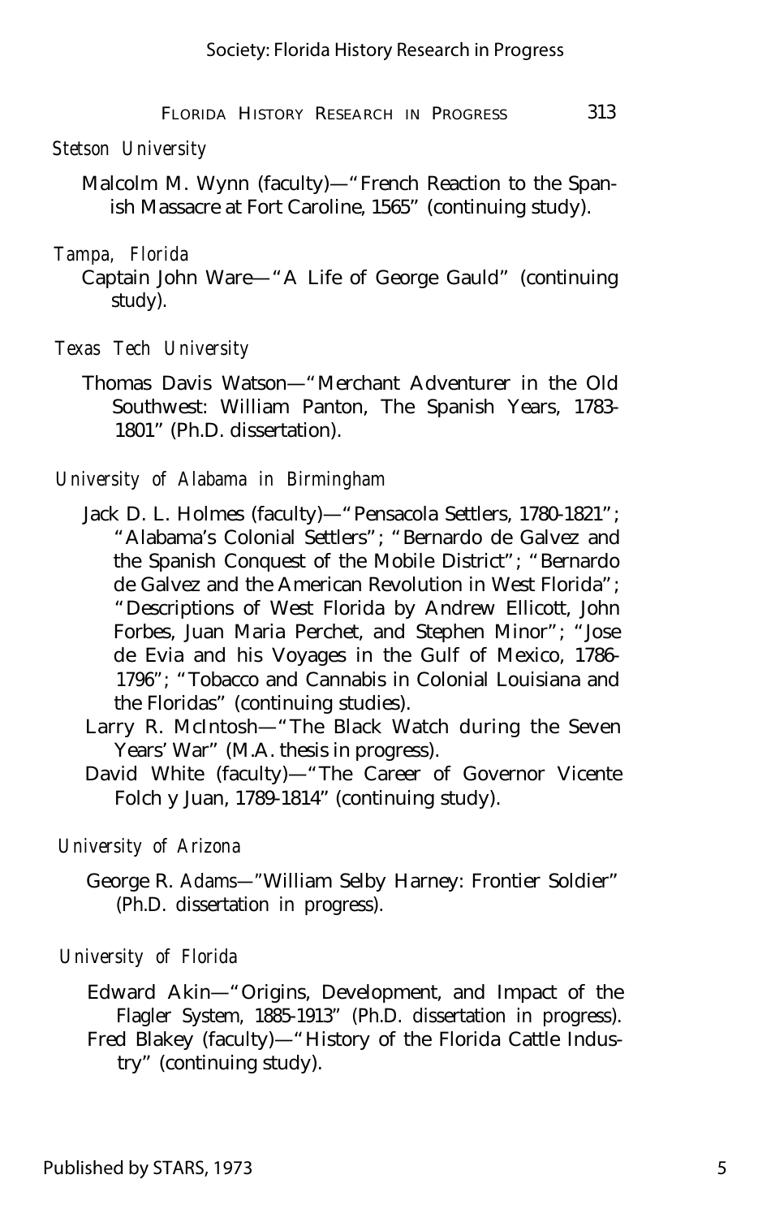*Stetson University*

Malcolm M. Wynn (faculty)—"French Reaction to the Spanish Massacre at Fort Caroline, 1565" (continuing study).

*Tampa, Florida*

Captain John Ware—"A Life of George Gauld" (continuing study).

*Texas Tech University*

Thomas Davis Watson—"Merchant Adventurer in the Old Southwest: William Panton, The Spanish Years, 1783-1801" (Ph.D. dissertation).

*University of Alabama in Birmingham*

Jack D. L. Holmes (faculty)—"Pensacola Settlers, 1780-1821"; "Alabama's Colonial Settlers"; "Bernardo de Galvez and the Spanish Conquest of the Mobile District"; "Bernardo de Galvez and the American Revolution in West Florida"; "Descriptions of West Florida by Andrew Ellicott, John Forbes, Juan Maria Perchet, and Stephen Minor"; "Jose de Evia and his Voyages in the Gulf of Mexico, 1786-1796"; "Tobacco and Cannabis in Colonial Louisiana and the Floridas" (continuing studies).

Larry R. McIntosh—"The Black Watch during the Seven Years' War" (M.A. thesis in progress).

David White (faculty)—"The Career of Governor Vicente Folch y Juan, 1789-1814" (continuing study).

*University of Arizona*

George R. Adams—"William Selby Harney: Frontier Soldier" (Ph.D. dissertation in progress).

*University of Florida*

Edward Akin—"Origins, Development, and Impact of the Flagler System, 1885-1913" (Ph.D. dissertation in progress).

Fred Blakey (faculty)—"History of the Florida Cattle Industry" (continuing study).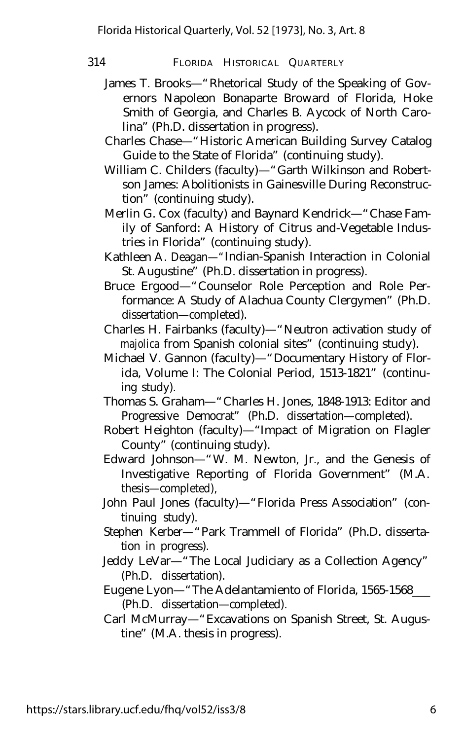James T. Brooks—"Rhetorical Study of the Speaking of Governors Napoleon Bonaparte Broward of Florida, Hoke Smith of Georgia, and Charles B. Aycock of North Carolina" (Ph.D. dissertation in progress).

Charles Chase—"Historic American Building Survey Catalog Guide to the State of Florida" (continuing study).

William C. Childers (faculty)—"Garth Wilkinson and Robertson James: Abolitionists in Gainesville During Reconstruction" (continuing study).

Merlin G. Cox (faculty) and Baynard Kendrick—"Chase Family of Sanford: A History of Citrus and-Vegetable Industries in Florida" (continuing study).

Kathleen A. Deagan—"Indian-Spanish Interaction in Colonial St. Augustine" (Ph.D. dissertation in progress).

Bruce Ergood—"Counselor Role Perception and Role Performance: A Study of Alachua County Clergymen" (Ph.D. dissertation—completed).

Charles H. Fairbanks (faculty)—"Neutron activation study of *majolica* from Spanish colonial sites" (continuing study).

Michael V. Gannon (faculty)—"Documentary History of Florida, Volume I: The Colonial Period, 1513-1821" (continuing study).

Thomas S. Graham—"Charles H. Jones, 1848-1913: Editor and Progressive Democrat" (Ph.D. dissertation—completed).

Robert Heighton (faculty)—"Impact of Migration on Flagler County" (continuing study).

Edward Johnson—"W. M. Newton, Jr., and the Genesis of Investigative Reporting of Florida Government" (M.A. thesis—completed),

John Paul Jones (faculty)—"Florida Press Association" (continuing study).

Stephen Kerber—"Park Trammell of Florida" (Ph.D. dissertation in progress).

Jeddy LeVar—"The Local Judiciary as a Collection Agency" (Ph.D. dissertation).

Eugene Lyon—"The Adelantamiento of Florida, 1565-1568___ (Ph.D. dissertation—completed).

Carl McMurray—"Excavations on Spanish Street, St. Augustine" (M.A. thesis in progress).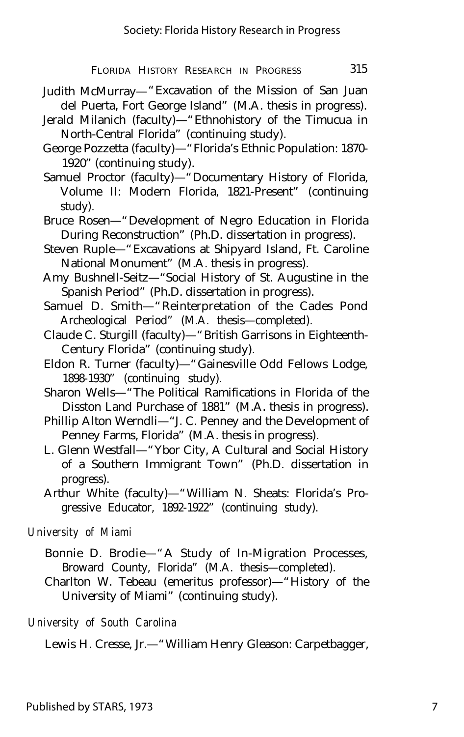Judith McMurray—"Excavation of the Mission of San Juan del Puerta, Fort George Island" (M.A. thesis in progress).

Jerald Milanich (faculty)—"Ethnohistory of the Timucua in North-Central Florida" (continuing study).

George Pozzetta (faculty)—"Florida's Ethnic Population: 1870-1920" (continuing study).

Samuel Proctor (faculty)—"Documentary History of Florida, Volume II: Modern Florida, 1821-Present" (continuing study).

Bruce Rosen—"Development of Negro Education in Florida During Reconstruction" (Ph.D. dissertation in progress).

Steven Ruple—"Excavations at Shipyard Island, Ft. Caroline National Monument" (M.A. thesis in progress).

Amy Bushnell-Seitz—"Social History of St. Augustine in the Spanish Period" (Ph.D. dissertation in progress).

Samuel D. Smith—"Reinterpretation of the Cades Pond Archeological Period" (M.A. thesis—completed).

Claude C. Sturgill (faculty)—"British Garrisons in Eighteenth-Century Florida" (continuing study).

Eldon R. Turner (faculty)—"Gainesville Odd Fellows Lodge, 1898-1930" (continuing study).

Sharon Wells—"The Political Ramifications in Florida of the Disston Land Purchase of 1881" (M.A. thesis in progress).

Phillip Alton Werndli—"J. C. Penney and the Development of Penney Farms, Florida" (M.A. thesis in progress).

L. Glenn Westfall—"Ybor City, A Cultural and Social History of a Southern Immigrant Town" (Ph.D. dissertation in progress).

Arthur White (faculty)—"William N. Sheats: Florida's Progressive Educator, 1892-1922" (continuing study).

*University of Miami*

Bonnie D. Brodie—"A Study of In-Migration Processes, Broward County, Florida" (M.A. thesis—completed).

Charlton W. Tebeau (emeritus professor)—"History of the University of Miami" (continuing study).

*University of South Carolina*

Lewis H. Cresse, Jr.—"William Henry Gleason: Carpetbagger,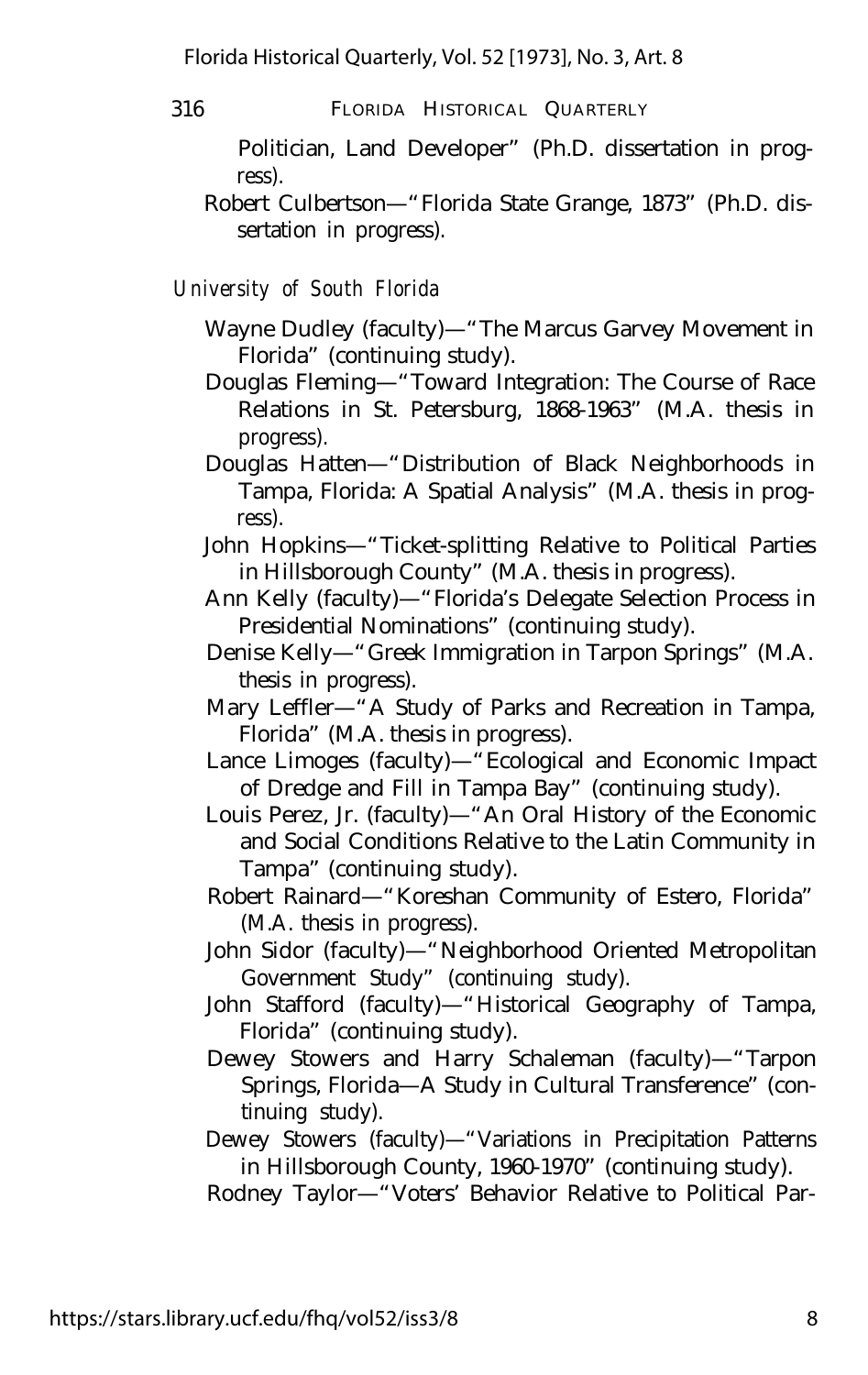Politician, Land Developer" (Ph.D. dissertation in progress).

Robert Culbertson—"Florida State Grange, 1873" (Ph.D. dissertation in progress).

*University of South Florida*

Wayne Dudley (faculty)—"The Marcus Garvey Movement in Florida" (continuing study).

Douglas Fleming—"Toward Integration: The Course of Race Relations in St. Petersburg, 1868-1963" (M.A. thesis in progress).

Douglas Hatten—"Distribution of Black Neighborhoods in Tampa, Florida: A Spatial Analysis" (M.A. thesis in progress).

John Hopkins—"Ticket-splitting Relative to Political Parties in Hillsborough County" (M.A. thesis in progress).

Ann Kelly (faculty)—"Florida's Delegate Selection Process in Presidential Nominations" (continuing study).

Denise Kelly—"Greek Immigration in Tarpon Springs" (M.A. thesis in progress).

Mary Leffler—"A Study of Parks and Recreation in Tampa, Florida" (M.A. thesis in progress).

Lance Limoges (faculty)—"Ecological and Economic Impact of Dredge and Fill in Tampa Bay" (continuing study).

Louis Perez, Jr. (faculty)—"An Oral History of the Economic and Social Conditions Relative to the Latin Community in Tampa" (continuing study).

Robert Rainard—"Koreshan Community of Estero, Florida" (M.A. thesis in progress).

John Sidor (faculty)—"Neighborhood Oriented Metropolitan Government Study" (continuing study).

John Stafford (faculty)—"Historical Geography of Tampa, Florida" (continuing study).

Dewey Stowers and Harry Schaleman (faculty)—"Tarpon Springs, Florida—A Study in Cultural Transference" (continuing study).

Dewey Stowers (faculty)—"Variations in Precipitation Patterns in Hillsborough County, 1960-1970" (continuing study).

Rodney Taylor—"Voters' Behavior Relative to Political Par-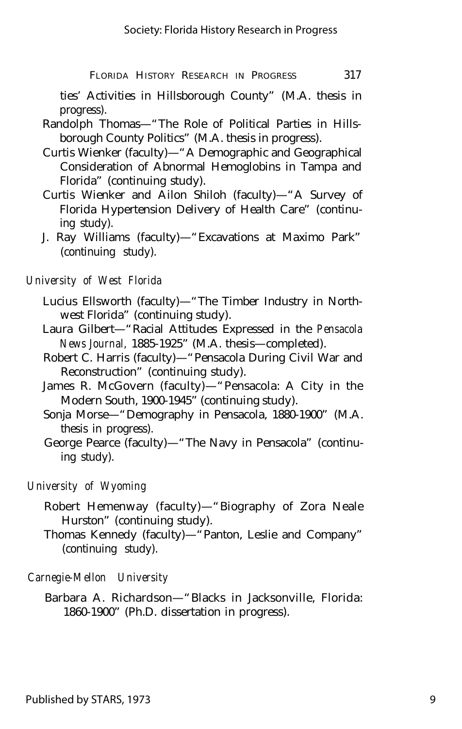ties' Activities in Hillsborough County" (M.A. thesis in progress).

Randolph Thomas—"The Role of Political Parties in Hillsborough County Politics" (M.A. thesis in progress).

Curtis Wienker (faculty)—"A Demographic and Geographical Consideration of Abnormal Hemoglobins in Tampa and Florida" (continuing study).

Curtis Wienker and Ailon Shiloh (faculty)—"A Survey of Florida Hypertension Delivery of Health Care" (continuing study).

J. Ray Williams (faculty)—"Excavations at Maximo Park" (continuing study).

*University of West Florida*

Lucius Ellsworth (faculty)—"The Timber Industry in Northwest Florida" (continuing study).

Laura Gilbert—"Racial Attitudes Expressed in the *Pensacola News Journal,* 1885-1925" (M.A. thesis—completed).

Robert C. Harris (faculty)—"Pensacola During Civil War and Reconstruction" (continuing study).

James R. McGovern (faculty)—"Pensacola: A City in the Modern South, 1900-1945" (continuing study).

Sonja Morse—"Demography in Pensacola, 1880-1900" (M.A. thesis in progress).

George Pearce (faculty)—"The Navy in Pensacola" (continuing study).

*University of Wyoming*

Robert Hemenway (faculty)—"Biography of Zora Neale Hurston" (continuing study).

Thomas Kennedy (faculty)—"Panton, Leslie and Company" (continuing study).

*Carnegie-Mellon University*

Barbara A. Richardson—"Blacks in Jacksonville, Florida: 1860-1900" (Ph.D. dissertation in progress).